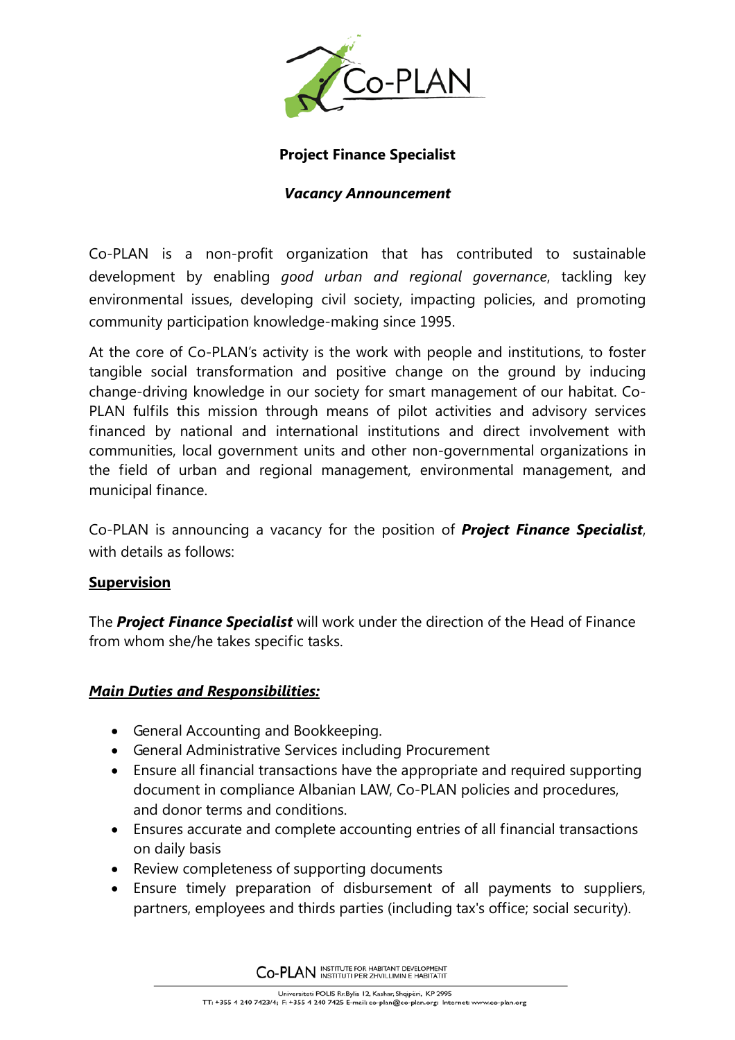**Project Finance Specialist**

***Vacancy Announcement***

Co-PLAN is a non-profit organization that has contributed to sustainable development by enabling *good urban and regional governance*, tackling key environmental issues, developing civil society, impacting policies, and promoting community participation knowledge-making since 1995.

At the core of Co-PLAN's activity is the work with people and institutions, to foster tangible social transformation and positive change on the ground by inducing change-driving knowledge in our society for smart management of our habitat. Co-PLAN fulfils this mission through means of pilot activities and advisory services financed by national and international institutions and direct involvement with communities, local government units and other non-governmental organizations in the field of urban and regional management, environmental management, and municipal finance.

Co-PLAN is announcing a vacancy for the position of ***Project Finance Specialist***, with details as follows:

**<u>Supervision</u>**

The ***Project Finance Specialist*** will work under the direction of the Head of Finance from whom she/he takes specific tasks.

***<u>Main Duties and Responsibilities:</u>***

- General Accounting and Bookkeeping.
- General Administrative Services including Procurement
- Ensure all financial transactions have the appropriate and required supporting document in compliance Albanian LAW, Co-PLAN policies and procedures, and donor terms and conditions.
- Ensures accurate and complete accounting entries of all financial transactions on daily basis
- Review completeness of supporting documents
- Ensure timely preparation of disbursement of all payments to suppliers, partners, employees and thirds parties (including tax's office; social security).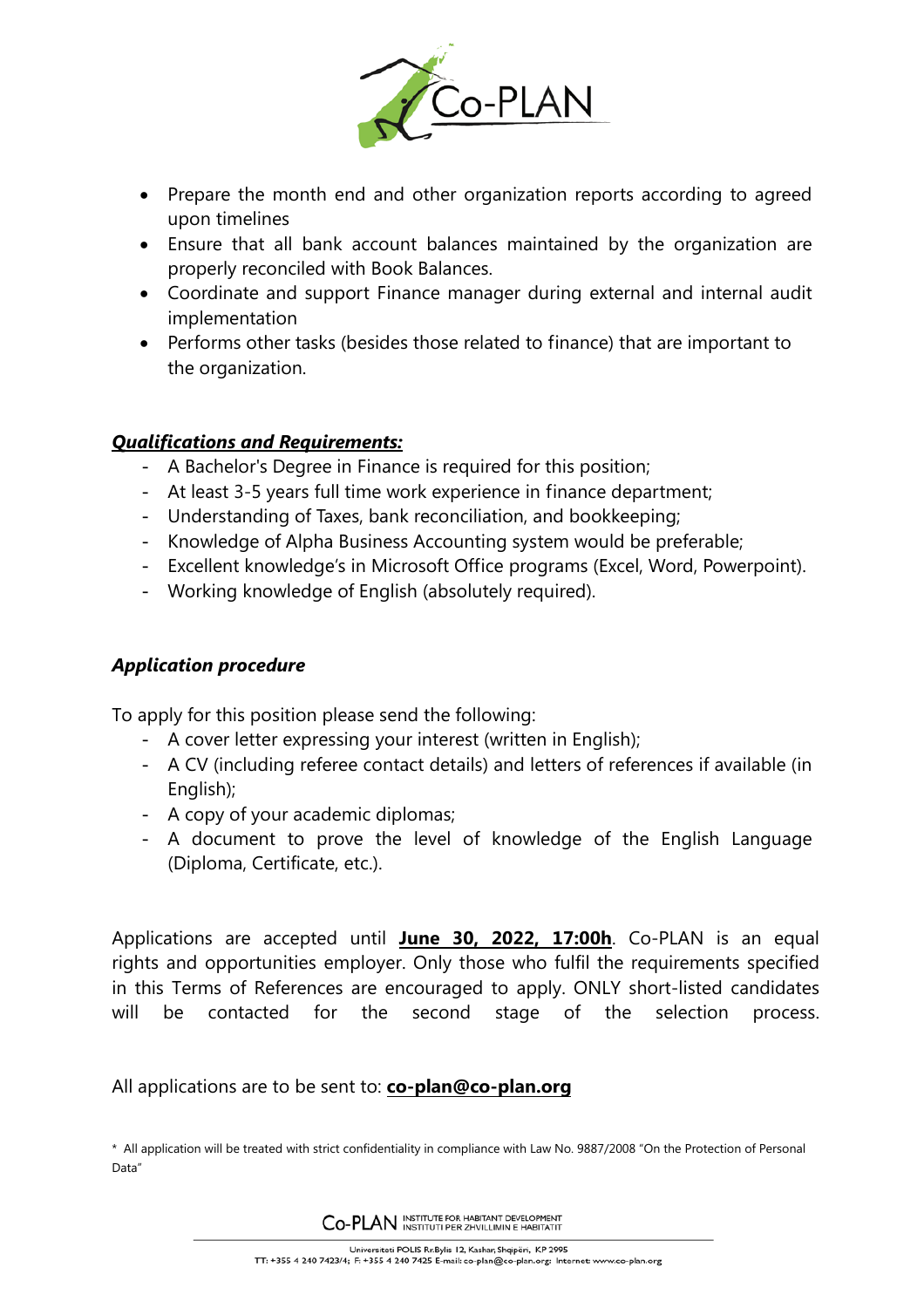- Prepare the month end and other organization reports according to agreed upon timelines
- Ensure that all bank account balances maintained by the organization are properly reconciled with Book Balances.
- Coordinate and support Finance manager during external and internal audit implementation
- Performs other tasks (besides those related to finance) that are important to the organization.

***Qualifications and Requirements:***

- A Bachelor's Degree in Finance is required for this position;
- At least 3-5 years full time work experience in finance department;
- Understanding of Taxes, bank reconciliation, and bookkeeping;
- Knowledge of Alpha Business Accounting system would be preferable;
- Excellent knowledge's in Microsoft Office programs (Excel, Word, Powerpoint).
- Working knowledge of English (absolutely required).

***Application procedure***

To apply for this position please send the following:

- A cover letter expressing your interest (written in English);
- A CV (including referee contact details) and letters of references if available (in English);
- A copy of your academic diplomas;
- A document to prove the level of knowledge of the English Language (Diploma, Certificate, etc.).

Applications are accepted until **June 30, 2022, 17:00h**. Co-PLAN is an equal rights and opportunities employer. Only those who fulfil the requirements specified in this Terms of References are encouraged to apply. ONLY short-listed candidates will be contacted for the second stage of the selection process.

All applications are to be sent to: **co-plan@co-plan.org**

\* All application will be treated with strict confidentiality in compliance with Law No. 9887/2008 "On the Protection of Personal Data"